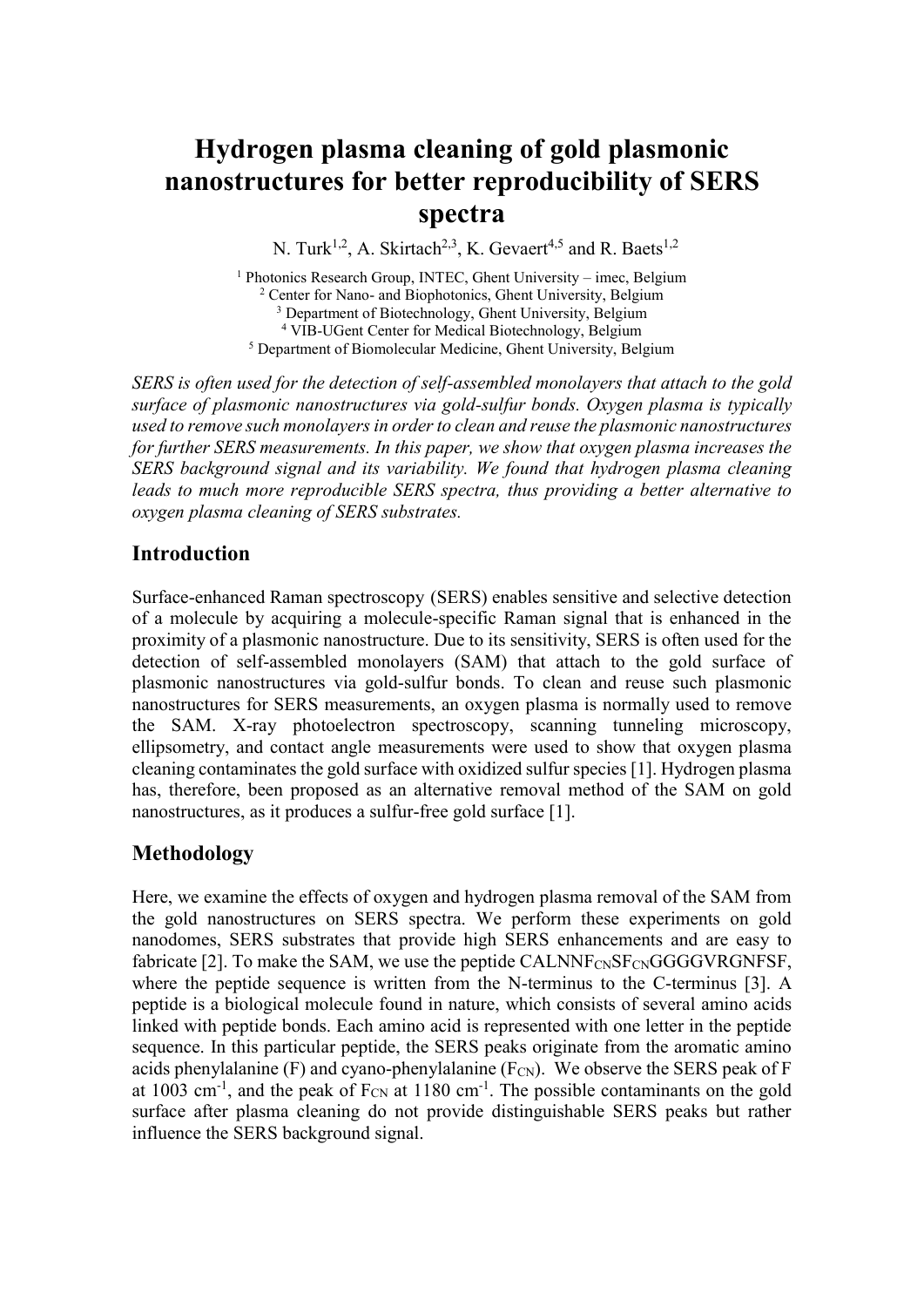# Hydrogen plasma cleaning of gold plasmonic nanostructures for better reproducibility of SERS spectra

N. Turk[1,2], A. Skirtach[2,3], K. Gevaert[4,5] and R. Baets[1,2]

[1] Photonics Research Group, INTEC, Ghent University – imec, Belgium
[2] Center for Nano- and Biophotonics, Ghent University, Belgium
[3] Department of Biotechnology, Ghent University, Belgium
[4] VIB-UGent Center for Medical Biotechnology, Belgium
[5] Department of Biomolecular Medicine, Ghent University, Belgium

*SERS is often used for the detection of self-assembled monolayers that attach to the gold surface of plasmonic nanostructures via gold-sulfur bonds. Oxygen plasma is typically used to remove such monolayers in order to clean and reuse the plasmonic nanostructures for further SERS measurements. In this paper, we show that oxygen plasma increases the SERS background signal and its variability. We found that hydrogen plasma cleaning leads to much more reproducible SERS spectra, thus providing a better alternative to oxygen plasma cleaning of SERS substrates.*

## Introduction

Surface-enhanced Raman spectroscopy (SERS) enables sensitive and selective detection of a molecule by acquiring a molecule-specific Raman signal that is enhanced in the proximity of a plasmonic nanostructure. Due to its sensitivity, SERS is often used for the detection of self-assembled monolayers (SAM) that attach to the gold surface of plasmonic nanostructures via gold-sulfur bonds. To clean and reuse such plasmonic nanostructures for SERS measurements, an oxygen plasma is normally used to remove the SAM. X-ray photoelectron spectroscopy, scanning tunneling microscopy, ellipsometry, and contact angle measurements were used to show that oxygen plasma cleaning contaminates the gold surface with oxidized sulfur species [1]. Hydrogen plasma has, therefore, been proposed as an alternative removal method of the SAM on gold nanostructures, as it produces a sulfur-free gold surface [1].

## Methodology

Here, we examine the effects of oxygen and hydrogen plasma removal of the SAM from the gold nanostructures on SERS spectra. We perform these experiments on gold nanodomes, SERS substrates that provide high SERS enhancements and are easy to fabricate [2]. To make the SAM, we use the peptide CALNNF$_{CN}$SF$_{CN}$GGGGVRGNFSF, where the peptide sequence is written from the N-terminus to the C-terminus [3]. A peptide is a biological molecule found in nature, which consists of several amino acids linked with peptide bonds. Each amino acid is represented with one letter in the peptide sequence. In this particular peptide, the SERS peaks originate from the aromatic amino acids phenylalanine (F) and cyano-phenylalanine (F$_{CN}$). We observe the SERS peak of F at 1003 cm$^{-1}$, and the peak of F$_{CN}$ at 1180 cm$^{-1}$. The possible contaminants on the gold surface after plasma cleaning do not provide distinguishable SERS peaks but rather influence the SERS background signal.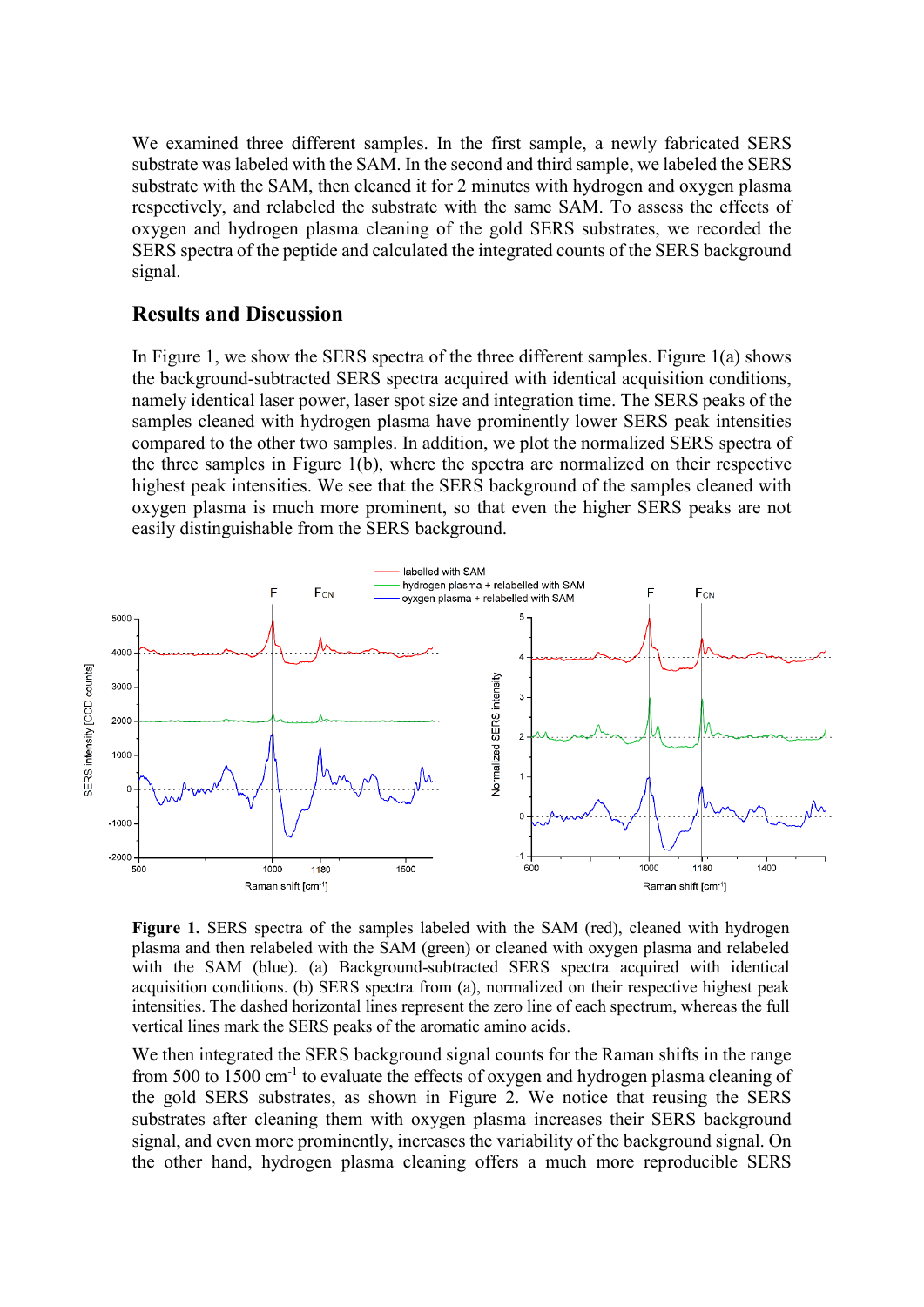We examined three different samples. In the first sample, a newly fabricated SERS substrate was labeled with the SAM. In the second and third sample, we labeled the SERS substrate with the SAM, then cleaned it for 2 minutes with hydrogen and oxygen plasma respectively, and relabeled the substrate with the same SAM. To assess the effects of oxygen and hydrogen plasma cleaning of the gold SERS substrates, we recorded the SERS spectra of the peptide and calculated the integrated counts of the SERS background signal.

## Results and Discussion

In Figure 1, we show the SERS spectra of the three different samples. Figure 1(a) shows the background-subtracted SERS spectra acquired with identical acquisition conditions, namely identical laser power, laser spot size and integration time. The SERS peaks of the samples cleaned with hydrogen plasma have prominently lower SERS peak intensities compared to the other two samples. In addition, we plot the normalized SERS spectra of the three samples in Figure 1(b), where the spectra are normalized on their respective highest peak intensities. We see that the SERS background of the samples cleaned with oxygen plasma is much more prominent, so that even the higher SERS peaks are not easily distinguishable from the SERS background.

**Figure 1.** SERS spectra of the samples labeled with the SAM (red), cleaned with hydrogen plasma and then relabeled with the SAM (green) or cleaned with oxygen plasma and relabeled with the SAM (blue). (a) Background-subtracted SERS spectra acquired with identical acquisition conditions. (b) SERS spectra from (a), normalized on their respective highest peak intensities. The dashed horizontal lines represent the zero line of each spectrum, whereas the full vertical lines mark the SERS peaks of the aromatic amino acids.

We then integrated the SERS background signal counts for the Raman shifts in the range from 500 to 1500 cm$^{-1}$ to evaluate the effects of oxygen and hydrogen plasma cleaning of the gold SERS substrates, as shown in Figure 2. We notice that reusing the SERS substrates after cleaning them with oxygen plasma increases their SERS background signal, and even more prominently, increases the variability of the background signal. On the other hand, hydrogen plasma cleaning offers a much more reproducible SERS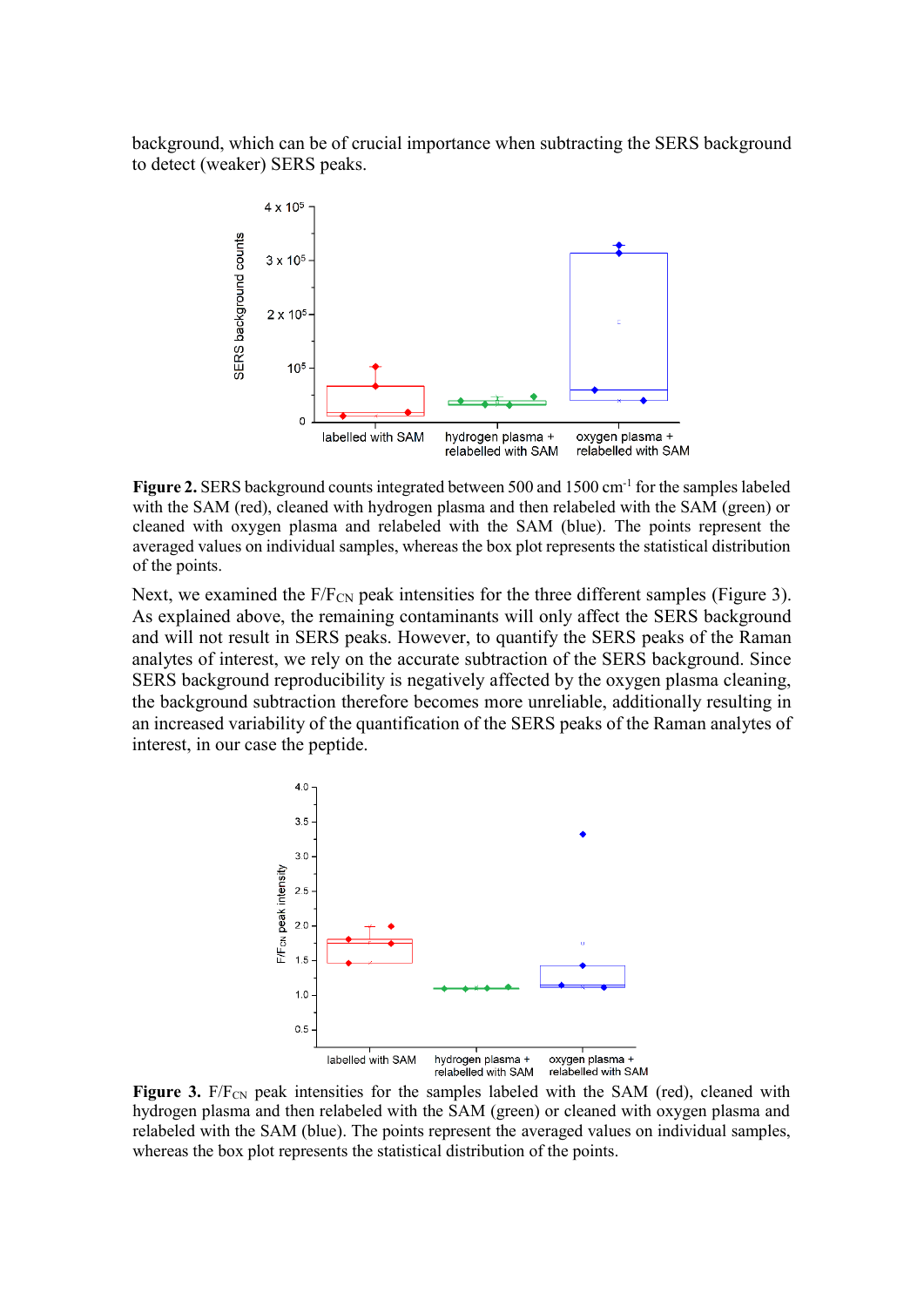background, which can be of crucial importance when subtracting the SERS background to detect (weaker) SERS peaks.

**Figure 2.** SERS background counts integrated between 500 and 1500 cm$^{-1}$ for the samples labeled with the SAM (red), cleaned with hydrogen plasma and then relabeled with the SAM (green) or cleaned with oxygen plasma and relabeled with the SAM (blue). The points represent the averaged values on individual samples, whereas the box plot represents the statistical distribution of the points.

Next, we examined the F/$F_{CN}$ peak intensities for the three different samples (Figure 3). As explained above, the remaining contaminants will only affect the SERS background and will not result in SERS peaks. However, to quantify the SERS peaks of the Raman analytes of interest, we rely on the accurate subtraction of the SERS background. Since SERS background reproducibility is negatively affected by the oxygen plasma cleaning, the background subtraction therefore becomes more unreliable, additionally resulting in an increased variability of the quantification of the SERS peaks of the Raman analytes of interest, in our case the peptide.

**Figure 3.** F/$F_{CN}$ peak intensities for the samples labeled with the SAM (red), cleaned with hydrogen plasma and then relabeled with the SAM (green) or cleaned with oxygen plasma and relabeled with the SAM (blue). The points represent the averaged values on individual samples, whereas the box plot represents the statistical distribution of the points.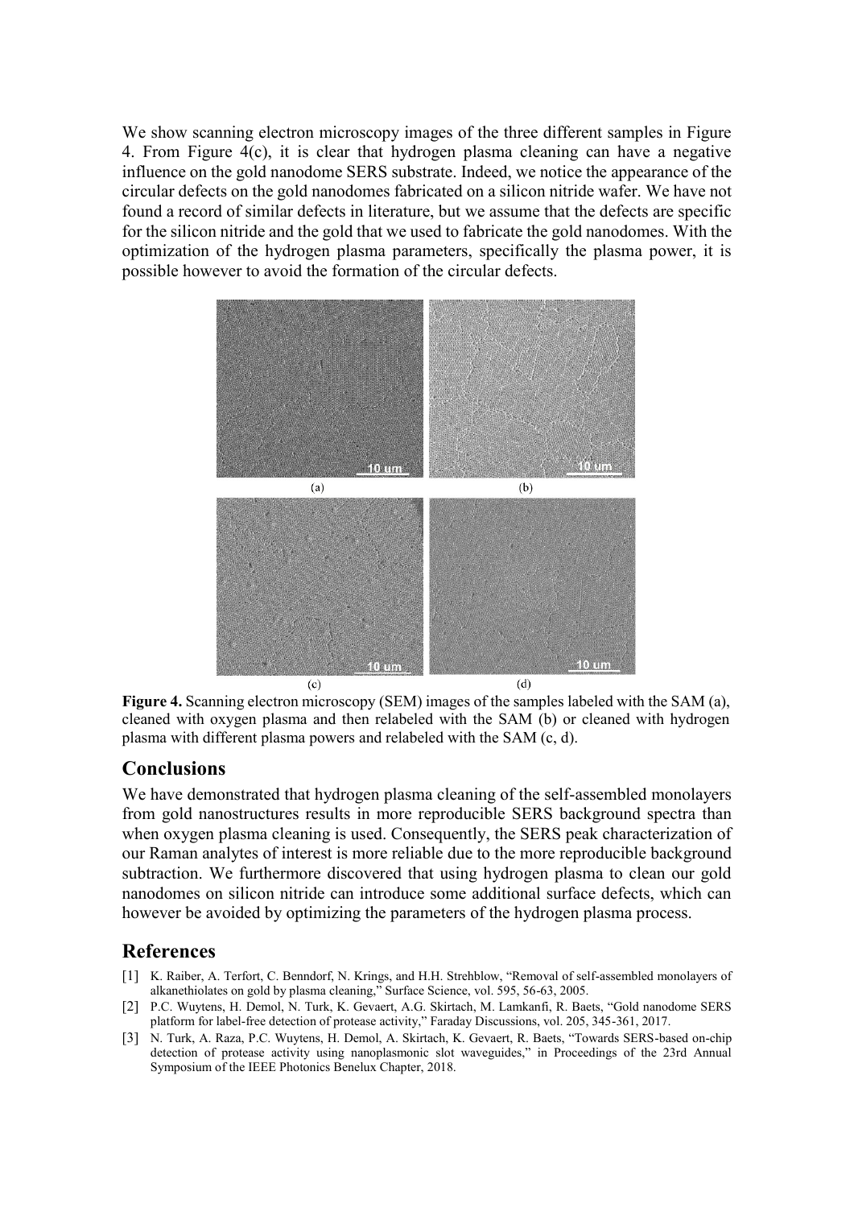We show scanning electron microscopy images of the three different samples in Figure 4. From Figure 4(c), it is clear that hydrogen plasma cleaning can have a negative influence on the gold nanodome SERS substrate. Indeed, we notice the appearance of the circular defects on the gold nanodomes fabricated on a silicon nitride wafer. We have not found a record of similar defects in literature, but we assume that the defects are specific for the silicon nitride and the gold that we used to fabricate the gold nanodomes. With the optimization of the hydrogen plasma parameters, specifically the plasma power, it is possible however to avoid the formation of the circular defects.

10 um

(a)

10 um

(b)

10 um

(c)

10 um

(d)

**Figure 4.** Scanning electron microscopy (SEM) images of the samples labeled with the SAM (a), cleaned with oxygen plasma and then relabeled with the SAM (b) or cleaned with hydrogen plasma with different plasma powers and relabeled with the SAM (c, d).

## Conclusions

We have demonstrated that hydrogen plasma cleaning of the self-assembled monolayers from gold nanostructures results in more reproducible SERS background spectra than when oxygen plasma cleaning is used. Consequently, the SERS peak characterization of our Raman analytes of interest is more reliable due to the more reproducible background subtraction. We furthermore discovered that using hydrogen plasma to clean our gold nanodomes on silicon nitride can introduce some additional surface defects, which can however be avoided by optimizing the parameters of the hydrogen plasma process.

## References

[1] K. Raiber, A. Terfort, C. Benndorf, N. Krings, and H.H. Strehblow, "Removal of self-assembled monolayers of alkanethiolates on gold by plasma cleaning," Surface Science, vol. 595, 56-63, 2005.

[2] P.C. Wuytens, H. Demol, N. Turk, K. Gevaert, A.G. Skirtach, M. Lamkanfi, R. Baets, "Gold nanodome SERS platform for label-free detection of protease activity," Faraday Discussions, vol. 205, 345-361, 2017.

[3] N. Turk, A. Raza, P.C. Wuytens, H. Demol, A. Skirtach, K. Gevaert, R. Baets, "Towards SERS-based on-chip detection of protease activity using nanoplasmonic slot waveguides," in Proceedings of the 23rd Annual Symposium of the IEEE Photonics Benelux Chapter, 2018.